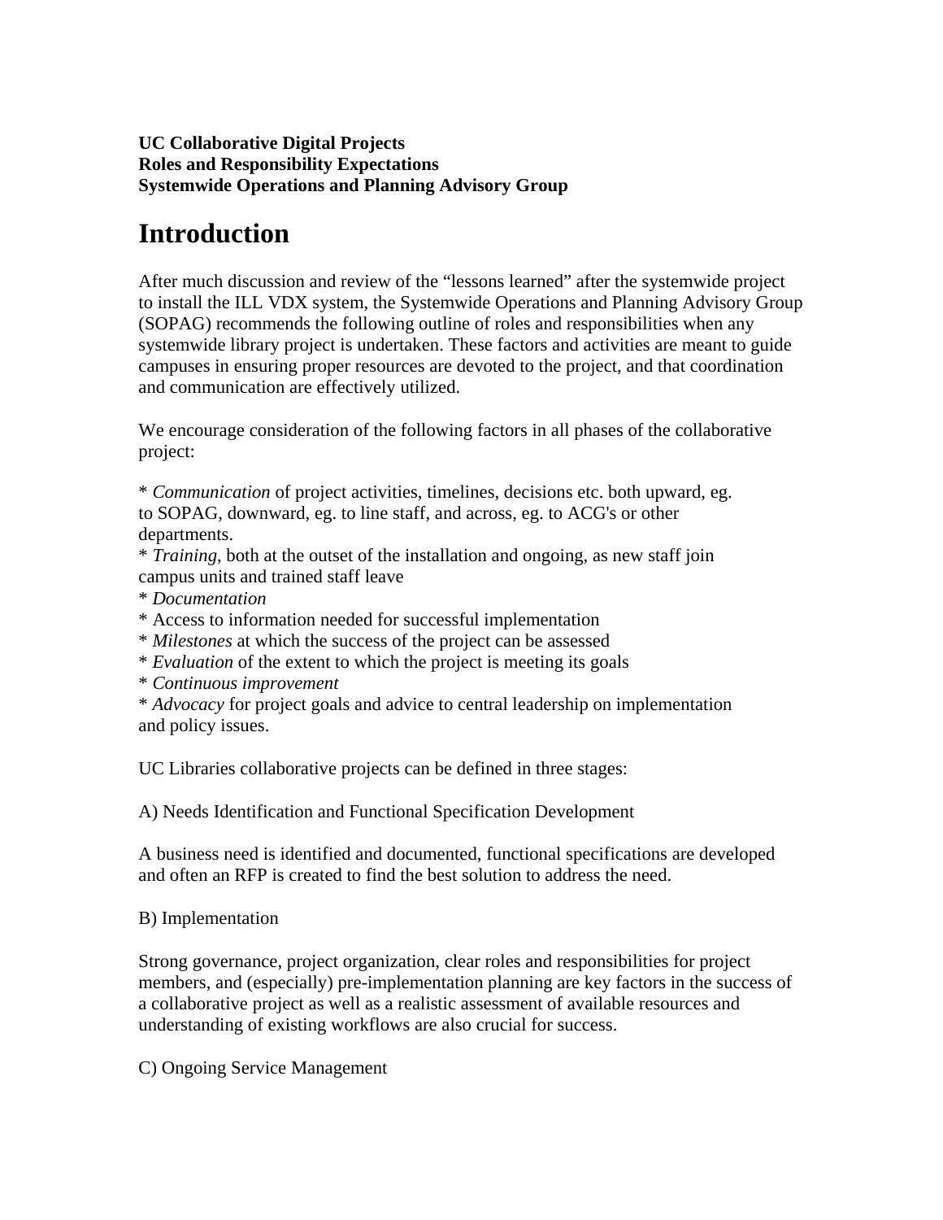**UC Collaborative Digital Projects**
**Roles and Responsibility Expectations**
**Systemwide Operations and Planning Advisory Group**

# Introduction

After much discussion and review of the "lessons learned" after the systemwide project to install the ILL VDX system, the Systemwide Operations and Planning Advisory Group (SOPAG) recommends the following outline of roles and responsibilities when any systemwide library project is undertaken. These factors and activities are meant to guide campuses in ensuring proper resources are devoted to the project, and that coordination and communication are effectively utilized.

We encourage consideration of the following factors in all phases of the collaborative project:

* *Communication* of project activities, timelines, decisions etc. both upward, eg. to SOPAG, downward, eg. to line staff, and across, eg. to ACG's or other departments.
* *Training*, both at the outset of the installation and ongoing, as new staff join campus units and trained staff leave
* *Documentation*
* Access to information needed for successful implementation
* *Milestones* at which the success of the project can be assessed
* *Evaluation* of the extent to which the project is meeting its goals
* *Continuous improvement*
* *Advocacy* for project goals and advice to central leadership on implementation and policy issues.

UC Libraries collaborative projects can be defined in three stages:

A) Needs Identification and Functional Specification Development

A business need is identified and documented, functional specifications are developed and often an RFP is created to find the best solution to address the need.

B) Implementation

Strong governance, project organization, clear roles and responsibilities for project members, and (especially) pre-implementation planning are key factors in the success of a collaborative project as well as a realistic assessment of available resources and understanding of existing workflows are also crucial for success.

C) Ongoing Service Management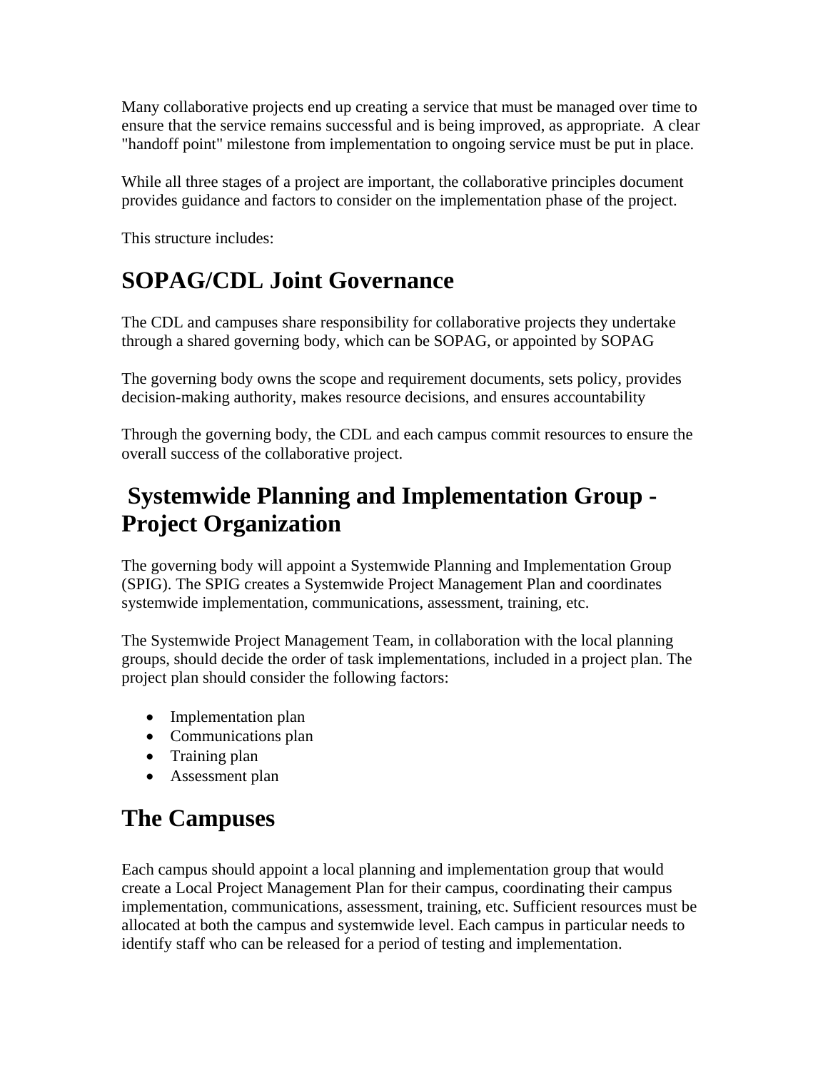Many collaborative projects end up creating a service that must be managed over time to ensure that the service remains successful and is being improved, as appropriate. A clear "handoff point" milestone from implementation to ongoing service must be put in place.

While all three stages of a project are important, the collaborative principles document provides guidance and factors to consider on the implementation phase of the project.

This structure includes:

## SOPAG/CDL Joint Governance

The CDL and campuses share responsibility for collaborative projects they undertake through a shared governing body, which can be SOPAG, or appointed by SOPAG

The governing body owns the scope and requirement documents, sets policy, provides decision-making authority, makes resource decisions, and ensures accountability

Through the governing body, the CDL and each campus commit resources to ensure the overall success of the collaborative project.

## Systemwide Planning and Implementation Group - Project Organization

The governing body will appoint a Systemwide Planning and Implementation Group (SPIG). The SPIG creates a Systemwide Project Management Plan and coordinates systemwide implementation, communications, assessment, training, etc.

The Systemwide Project Management Team, in collaboration with the local planning groups, should decide the order of task implementations, included in a project plan. The project plan should consider the following factors:

- Implementation plan
- Communications plan
- Training plan
- Assessment plan

## The Campuses

Each campus should appoint a local planning and implementation group that would create a Local Project Management Plan for their campus, coordinating their campus implementation, communications, assessment, training, etc. Sufficient resources must be allocated at both the campus and systemwide level. Each campus in particular needs to identify staff who can be released for a period of testing and implementation.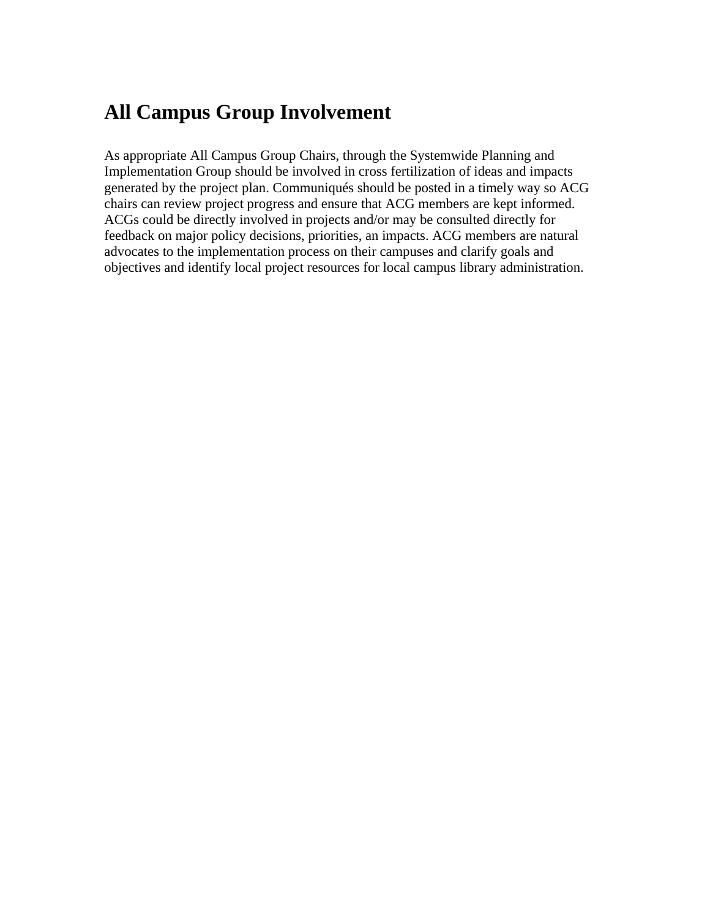# All Campus Group Involvement

As appropriate All Campus Group Chairs, through the Systemwide Planning and Implementation Group should be involved in cross fertilization of ideas and impacts generated by the project plan. Communiqués should be posted in a timely way so ACG chairs can review project progress and ensure that ACG members are kept informed. ACGs could be directly involved in projects and/or may be consulted directly for feedback on major policy decisions, priorities, an impacts. ACG members are natural advocates to the implementation process on their campuses and clarify goals and objectives and identify local project resources for local campus library administration.